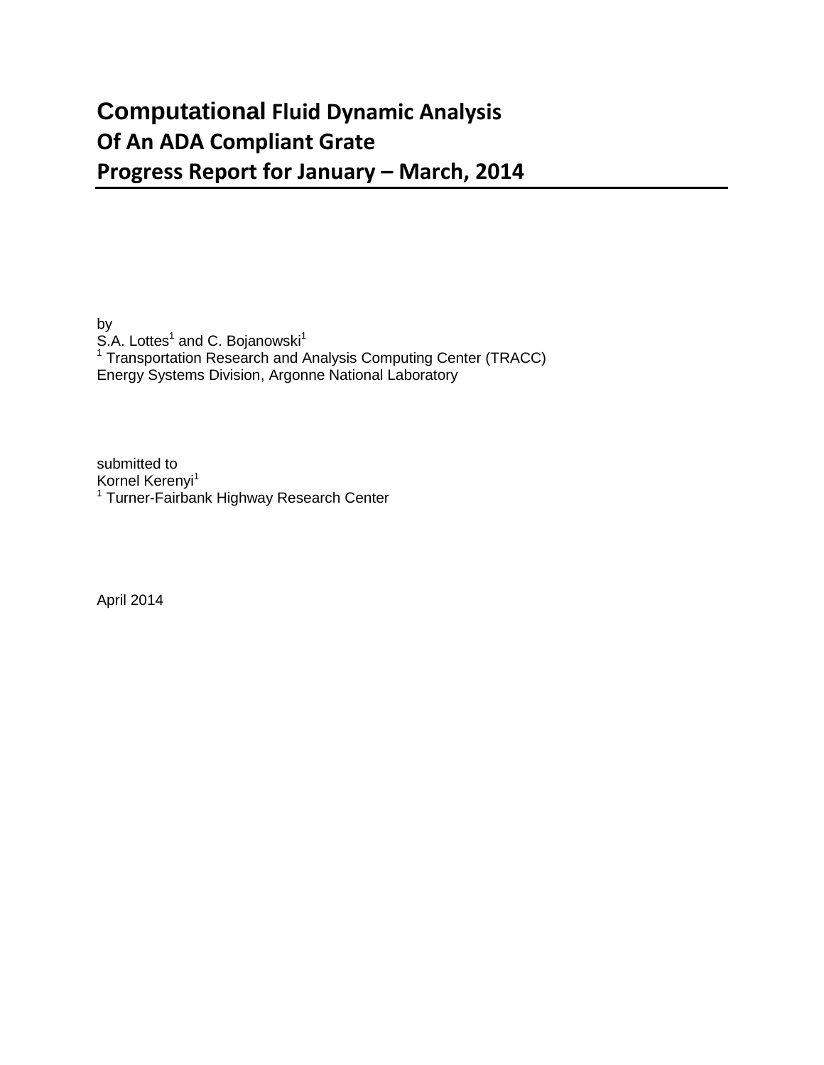# Computational Fluid Dynamic Analysis Of An ADA Compliant Grate Progress Report for January – March, 2014

by
S.A. Lottes[1] and C. Bojanowski[1]
[1] Transportation Research and Analysis Computing Center (TRACC)
Energy Systems Division, Argonne National Laboratory

submitted to
Kornel Kerenyi[1]
[1] Turner-Fairbank Highway Research Center

April 2014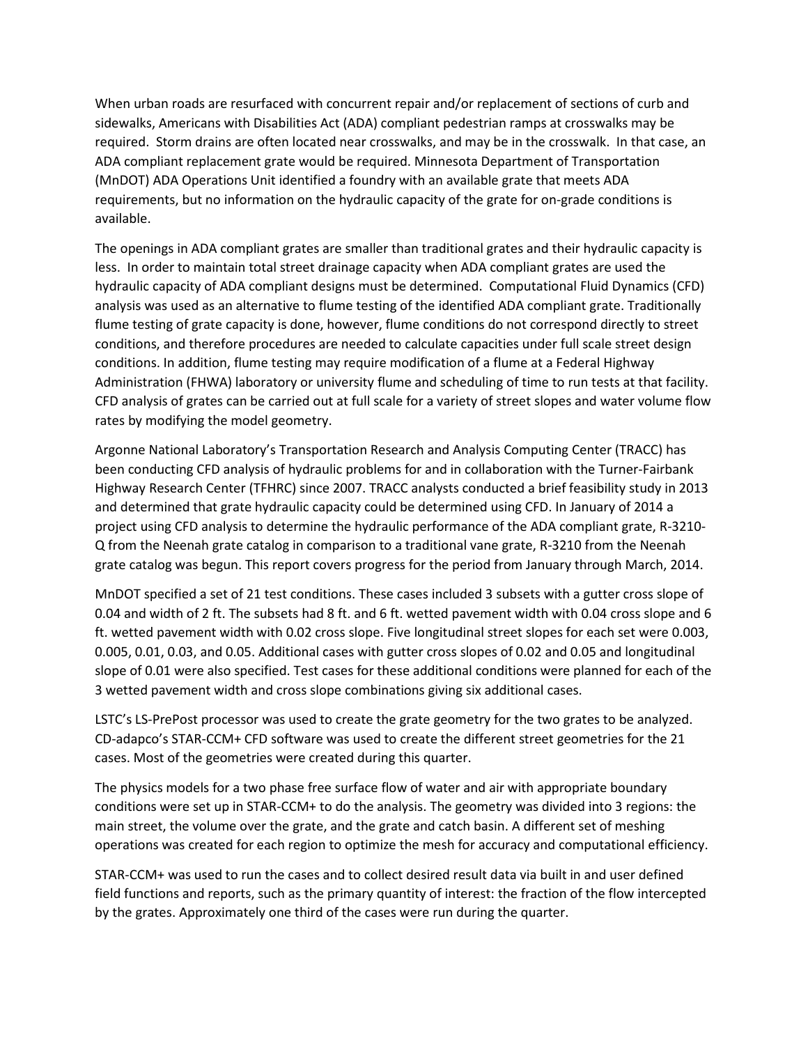When urban roads are resurfaced with concurrent repair and/or replacement of sections of curb and sidewalks, Americans with Disabilities Act (ADA) compliant pedestrian ramps at crosswalks may be required. Storm drains are often located near crosswalks, and may be in the crosswalk. In that case, an ADA compliant replacement grate would be required. Minnesota Department of Transportation (MnDOT) ADA Operations Unit identified a foundry with an available grate that meets ADA requirements, but no information on the hydraulic capacity of the grate for on-grade conditions is available.

The openings in ADA compliant grates are smaller than traditional grates and their hydraulic capacity is less. In order to maintain total street drainage capacity when ADA compliant grates are used the hydraulic capacity of ADA compliant designs must be determined. Computational Fluid Dynamics (CFD) analysis was used as an alternative to flume testing of the identified ADA compliant grate. Traditionally flume testing of grate capacity is done, however, flume conditions do not correspond directly to street conditions, and therefore procedures are needed to calculate capacities under full scale street design conditions. In addition, flume testing may require modification of a flume at a Federal Highway Administration (FHWA) laboratory or university flume and scheduling of time to run tests at that facility. CFD analysis of grates can be carried out at full scale for a variety of street slopes and water volume flow rates by modifying the model geometry.

Argonne National Laboratory's Transportation Research and Analysis Computing Center (TRACC) has been conducting CFD analysis of hydraulic problems for and in collaboration with the Turner-Fairbank Highway Research Center (TFHRC) since 2007. TRACC analysts conducted a brief feasibility study in 2013 and determined that grate hydraulic capacity could be determined using CFD. In January of 2014 a project using CFD analysis to determine the hydraulic performance of the ADA compliant grate, R-3210-Q from the Neenah grate catalog in comparison to a traditional vane grate, R-3210 from the Neenah grate catalog was begun. This report covers progress for the period from January through March, 2014.

MnDOT specified a set of 21 test conditions. These cases included 3 subsets with a gutter cross slope of 0.04 and width of 2 ft. The subsets had 8 ft. and 6 ft. wetted pavement width with 0.04 cross slope and 6 ft. wetted pavement width with 0.02 cross slope. Five longitudinal street slopes for each set were 0.003, 0.005, 0.01, 0.03, and 0.05. Additional cases with gutter cross slopes of 0.02 and 0.05 and longitudinal slope of 0.01 were also specified. Test cases for these additional conditions were planned for each of the 3 wetted pavement width and cross slope combinations giving six additional cases.

LSTC's LS-PrePost processor was used to create the grate geometry for the two grates to be analyzed. CD-adapco's STAR-CCM+ CFD software was used to create the different street geometries for the 21 cases. Most of the geometries were created during this quarter.

The physics models for a two phase free surface flow of water and air with appropriate boundary conditions were set up in STAR-CCM+ to do the analysis. The geometry was divided into 3 regions: the main street, the volume over the grate, and the grate and catch basin. A different set of meshing operations was created for each region to optimize the mesh for accuracy and computational efficiency.

STAR-CCM+ was used to run the cases and to collect desired result data via built in and user defined field functions and reports, such as the primary quantity of interest: the fraction of the flow intercepted by the grates. Approximately one third of the cases were run during the quarter.